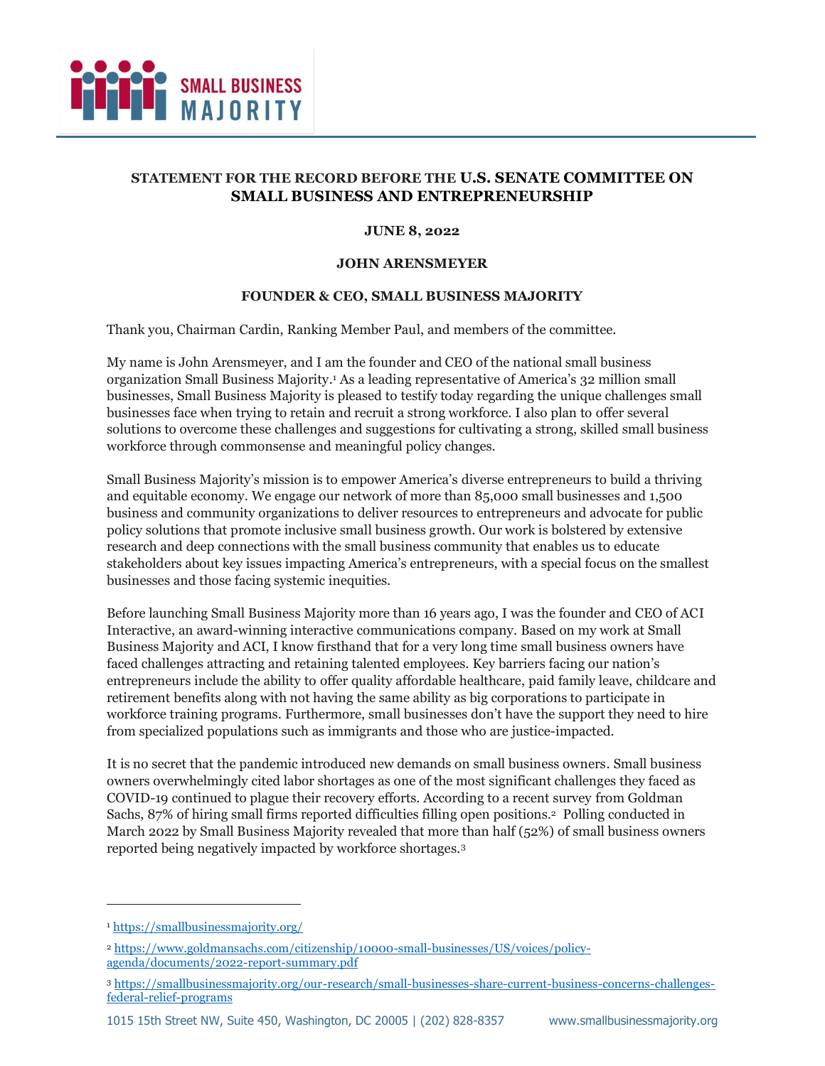**SMALL BUSINESS MAJORITY**

**STATEMENT FOR THE RECORD BEFORE THE U.S. SENATE COMMITTEE ON SMALL BUSINESS AND ENTREPRENEURSHIP**

**JUNE 8, 2022**

**JOHN ARENSMEYER**

**FOUNDER & CEO, SMALL BUSINESS MAJORITY**

Thank you, Chairman Cardin, Ranking Member Paul, and members of the committee.

My name is John Arensmeyer, and I am the founder and CEO of the national small business organization Small Business Majority.[1] As a leading representative of America's 32 million small businesses, Small Business Majority is pleased to testify today regarding the unique challenges small businesses face when trying to retain and recruit a strong workforce. I also plan to offer several solutions to overcome these challenges and suggestions for cultivating a strong, skilled small business workforce through commonsense and meaningful policy changes.

Small Business Majority's mission is to empower America's diverse entrepreneurs to build a thriving and equitable economy. We engage our network of more than 85,000 small businesses and 1,500 business and community organizations to deliver resources to entrepreneurs and advocate for public policy solutions that promote inclusive small business growth. Our work is bolstered by extensive research and deep connections with the small business community that enables us to educate stakeholders about key issues impacting America's entrepreneurs, with a special focus on the smallest businesses and those facing systemic inequities.

Before launching Small Business Majority more than 16 years ago, I was the founder and CEO of ACI Interactive, an award-winning interactive communications company. Based on my work at Small Business Majority and ACI, I know firsthand that for a very long time small business owners have faced challenges attracting and retaining talented employees. Key barriers facing our nation's entrepreneurs include the ability to offer quality affordable healthcare, paid family leave, childcare and retirement benefits along with not having the same ability as big corporations to participate in workforce training programs. Furthermore, small businesses don't have the support they need to hire from specialized populations such as immigrants and those who are justice-impacted.

It is no secret that the pandemic introduced new demands on small business owners. Small business owners overwhelmingly cited labor shortages as one of the most significant challenges they faced as COVID-19 continued to plague their recovery efforts. According to a recent survey from Goldman Sachs, 87% of hiring small firms reported difficulties filling open positions.[2] Polling conducted in March 2022 by Small Business Majority revealed that more than half (52%) of small business owners reported being negatively impacted by workforce shortages.[3]

---

[1] https://smallbusinessmajority.org/

[2] https://www.goldmansachs.com/citizenship/10000-small-businesses/US/voices/policy-agenda/documents/2022-report-summary.pdf

[3] https://smallbusinessmajority.org/our-research/small-businesses-share-current-business-concerns-challenges-federal-relief-programs

1015 15th Street NW, Suite 450, Washington, DC 20005 | (202) 828-8357 www.smallbusinessmajority.org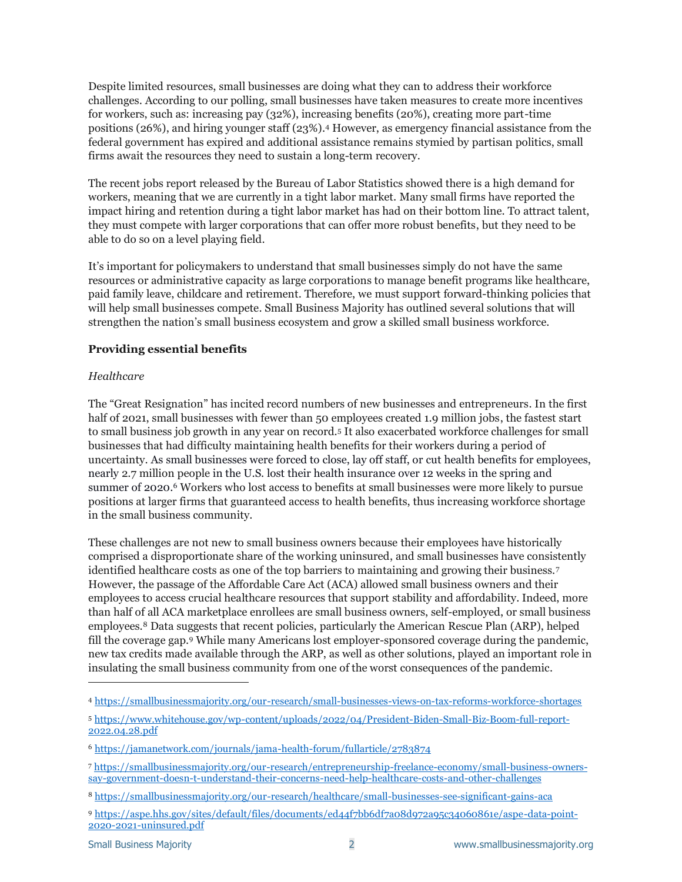Despite limited resources, small businesses are doing what they can to address their workforce challenges. According to our polling, small businesses have taken measures to create more incentives for workers, such as: increasing pay (32%), increasing benefits (20%), creating more part-time positions (26%), and hiring younger staff (23%).[4] However, as emergency financial assistance from the federal government has expired and additional assistance remains stymied by partisan politics, small firms await the resources they need to sustain a long-term recovery.

The recent jobs report released by the Bureau of Labor Statistics showed there is a high demand for workers, meaning that we are currently in a tight labor market. Many small firms have reported the impact hiring and retention during a tight labor market has had on their bottom line. To attract talent, they must compete with larger corporations that can offer more robust benefits, but they need to be able to do so on a level playing field.

It's important for policymakers to understand that small businesses simply do not have the same resources or administrative capacity as large corporations to manage benefit programs like healthcare, paid family leave, childcare and retirement. Therefore, we must support forward-thinking policies that will help small businesses compete. Small Business Majority has outlined several solutions that will strengthen the nation's small business ecosystem and grow a skilled small business workforce.

**Providing essential benefits**

*Healthcare*

The "Great Resignation" has incited record numbers of new businesses and entrepreneurs. In the first half of 2021, small businesses with fewer than 50 employees created 1.9 million jobs, the fastest start to small business job growth in any year on record.[5] It also exacerbated workforce challenges for small businesses that had difficulty maintaining health benefits for their workers during a period of uncertainty. As small businesses were forced to close, lay off staff, or cut health benefits for employees, nearly 2.7 million people in the U.S. lost their health insurance over 12 weeks in the spring and summer of 2020.[6] Workers who lost access to benefits at small businesses were more likely to pursue positions at larger firms that guaranteed access to health benefits, thus increasing workforce shortage in the small business community.

These challenges are not new to small business owners because their employees have historically comprised a disproportionate share of the working uninsured, and small businesses have consistently identified healthcare costs as one of the top barriers to maintaining and growing their business.[7] However, the passage of the Affordable Care Act (ACA) allowed small business owners and their employees to access crucial healthcare resources that support stability and affordability. Indeed, more than half of all ACA marketplace enrollees are small business owners, self-employed, or small business employees.[8] Data suggests that recent policies, particularly the American Rescue Plan (ARP), helped fill the coverage gap.[9] While many Americans lost employer-sponsored coverage during the pandemic, new tax credits made available through the ARP, as well as other solutions, played an important role in insulating the small business community from one of the worst consequences of the pandemic.

---

[4] https://smallbusinessmajority.org/our-research/small-businesses-views-on-tax-reforms-workforce-shortages

[5] https://www.whitehouse.gov/wp-content/uploads/2022/04/President-Biden-Small-Biz-Boom-full-report-2022.04.28.pdf

[6] https://jamanetwork.com/journals/jama-health-forum/fullarticle/2783874

[7] https://smallbusinessmajority.org/our-research/entrepreneurship-freelance-economy/small-business-owners-say-government-doesn-t-understand-their-concerns-need-help-healthcare-costs-and-other-challenges

[8] https://smallbusinessmajority.org/our-research/healthcare/small-businesses-see-significant-gains-aca

[9] https://aspe.hhs.gov/sites/default/files/documents/ed44f7bb6df7a08d972a95c34060861e/aspe-data-point-2020-2021-uninsured.pdf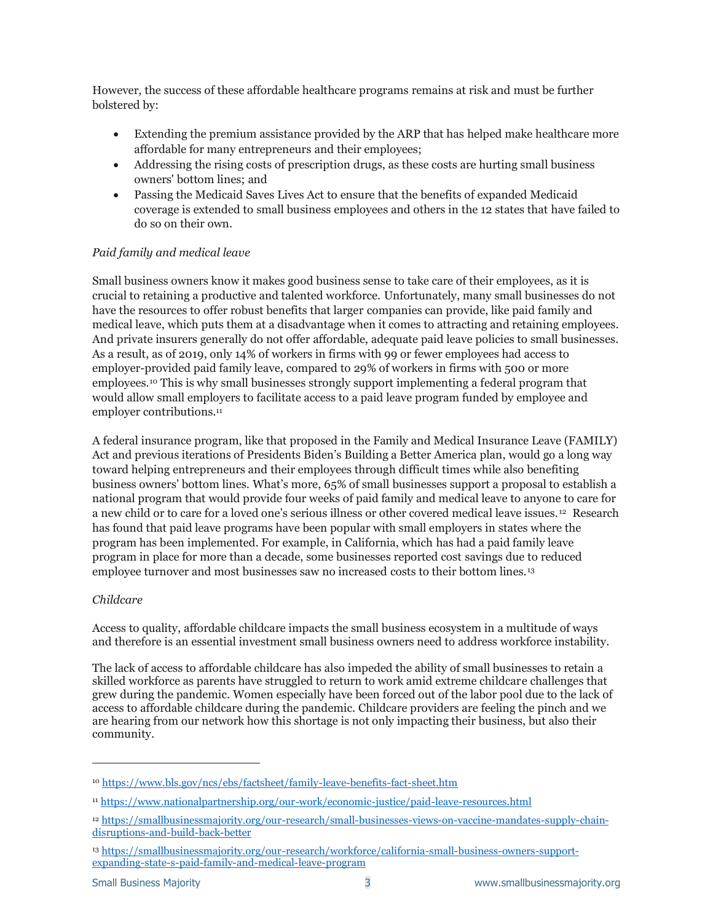However, the success of these affordable healthcare programs remains at risk and must be further bolstered by:

- Extending the premium assistance provided by the ARP that has helped make healthcare more affordable for many entrepreneurs and their employees;
- Addressing the rising costs of prescription drugs, as these costs are hurting small business owners' bottom lines; and
- Passing the Medicaid Saves Lives Act to ensure that the benefits of expanded Medicaid coverage is extended to small business employees and others in the 12 states that have failed to do so on their own.

*Paid family and medical leave*

Small business owners know it makes good business sense to take care of their employees, as it is crucial to retaining a productive and talented workforce. Unfortunately, many small businesses do not have the resources to offer robust benefits that larger companies can provide, like paid family and medical leave, which puts them at a disadvantage when it comes to attracting and retaining employees. And private insurers generally do not offer affordable, adequate paid leave policies to small businesses. As a result, as of 2019, only 14% of workers in firms with 99 or fewer employees had access to employer-provided paid family leave, compared to 29% of workers in firms with 500 or more employees.[10] This is why small businesses strongly support implementing a federal program that would allow small employers to facilitate access to a paid leave program funded by employee and employer contributions.[11]

A federal insurance program, like that proposed in the Family and Medical Insurance Leave (FAMILY) Act and previous iterations of Presidents Biden's Building a Better America plan, would go a long way toward helping entrepreneurs and their employees through difficult times while also benefiting business owners' bottom lines. What's more, 65% of small businesses support a proposal to establish a national program that would provide four weeks of paid family and medical leave to anyone to care for a new child or to care for a loved one's serious illness or other covered medical leave issues.[12] Research has found that paid leave programs have been popular with small employers in states where the program has been implemented. For example, in California, which has had a paid family leave program in place for more than a decade, some businesses reported cost savings due to reduced employee turnover and most businesses saw no increased costs to their bottom lines.[13]

*Childcare*

Access to quality, affordable childcare impacts the small business ecosystem in a multitude of ways and therefore is an essential investment small business owners need to address workforce instability.

The lack of access to affordable childcare has also impeded the ability of small businesses to retain a skilled workforce as parents have struggled to return to work amid extreme childcare challenges that grew during the pandemic. Women especially have been forced out of the labor pool due to the lack of access to affordable childcare during the pandemic. Childcare providers are feeling the pinch and we are hearing from our network how this shortage is not only impacting their business, but also their community.

---

[10] https://www.bls.gov/ncs/ebs/factsheet/family-leave-benefits-fact-sheet.htm

[11] https://www.nationalpartnership.org/our-work/economic-justice/paid-leave-resources.html

[12] https://smallbusinessmajority.org/our-research/small-businesses-views-on-vaccine-mandates-supply-chain-disruptions-and-build-back-better

[13] https://smallbusinessmajority.org/our-research/workforce/california-small-business-owners-support-expanding-state-s-paid-family-and-medical-leave-program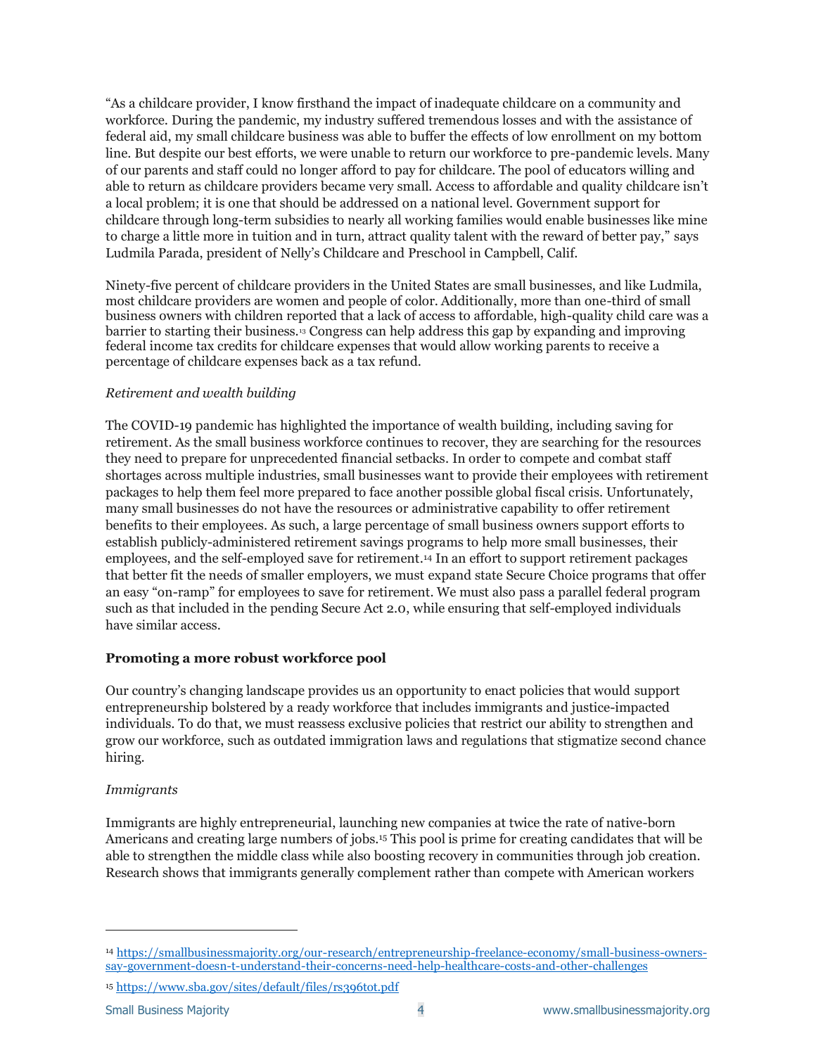"As a childcare provider, I know firsthand the impact of inadequate childcare on a community and workforce. During the pandemic, my industry suffered tremendous losses and with the assistance of federal aid, my small childcare business was able to buffer the effects of low enrollment on my bottom line. But despite our best efforts, we were unable to return our workforce to pre-pandemic levels. Many of our parents and staff could no longer afford to pay for childcare. The pool of educators willing and able to return as childcare providers became very small. Access to affordable and quality childcare isn't a local problem; it is one that should be addressed on a national level. Government support for childcare through long-term subsidies to nearly all working families would enable businesses like mine to charge a little more in tuition and in turn, attract quality talent with the reward of better pay," says Ludmila Parada, president of Nelly's Childcare and Preschool in Campbell, Calif.

Ninety-five percent of childcare providers in the United States are small businesses, and like Ludmila, most childcare providers are women and people of color. Additionally, more than one-third of small business owners with children reported that a lack of access to affordable, high-quality child care was a barrier to starting their business.[13] Congress can help address this gap by expanding and improving federal income tax credits for childcare expenses that would allow working parents to receive a percentage of childcare expenses back as a tax refund.

*Retirement and wealth building*

The COVID-19 pandemic has highlighted the importance of wealth building, including saving for retirement. As the small business workforce continues to recover, they are searching for the resources they need to prepare for unprecedented financial setbacks. In order to compete and combat staff shortages across multiple industries, small businesses want to provide their employees with retirement packages to help them feel more prepared to face another possible global fiscal crisis. Unfortunately, many small businesses do not have the resources or administrative capability to offer retirement benefits to their employees. As such, a large percentage of small business owners support efforts to establish publicly-administered retirement savings programs to help more small businesses, their employees, and the self-employed save for retirement.[14] In an effort to support retirement packages that better fit the needs of smaller employers, we must expand state Secure Choice programs that offer an easy "on-ramp" for employees to save for retirement. We must also pass a parallel federal program such as that included in the pending Secure Act 2.0, while ensuring that self-employed individuals have similar access.

**Promoting a more robust workforce pool**

Our country's changing landscape provides us an opportunity to enact policies that would support entrepreneurship bolstered by a ready workforce that includes immigrants and justice-impacted individuals. To do that, we must reassess exclusive policies that restrict our ability to strengthen and grow our workforce, such as outdated immigration laws and regulations that stigmatize second chance hiring.

*Immigrants*

Immigrants are highly entrepreneurial, launching new companies at twice the rate of native-born Americans and creating large numbers of jobs.[15] This pool is prime for creating candidates that will be able to strengthen the middle class while also boosting recovery in communities through job creation. Research shows that immigrants generally complement rather than compete with American workers

---

[14] https://smallbusinessmajority.org/our-research/entrepreneurship-freelance-economy/small-business-owners-say-government-doesn-t-understand-their-concerns-need-help-healthcare-costs-and-other-challenges

[15] https://www.sba.gov/sites/default/files/rs396tot.pdf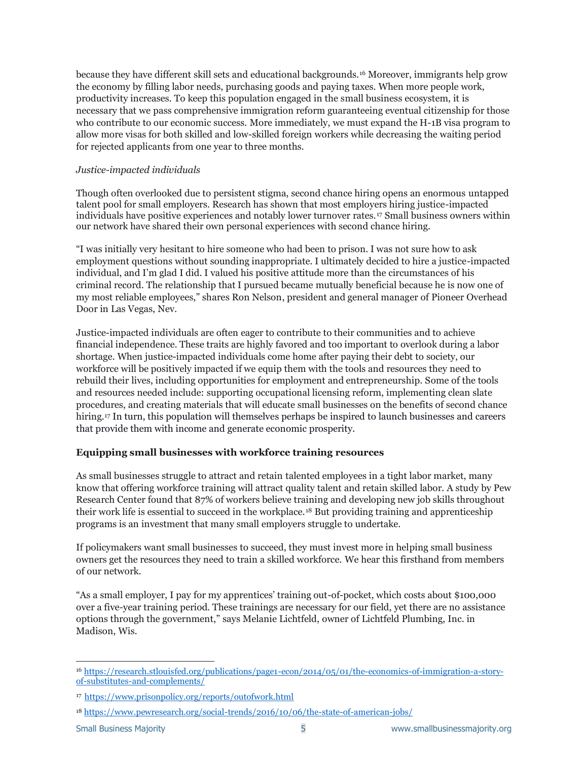because they have different skill sets and educational backgrounds.[16] Moreover, immigrants help grow the economy by filling labor needs, purchasing goods and paying taxes. When more people work, productivity increases. To keep this population engaged in the small business ecosystem, it is necessary that we pass comprehensive immigration reform guaranteeing eventual citizenship for those who contribute to our economic success. More immediately, we must expand the H-1B visa program to allow more visas for both skilled and low-skilled foreign workers while decreasing the waiting period for rejected applicants from one year to three months.

*Justice-impacted individuals*

Though often overlooked due to persistent stigma, second chance hiring opens an enormous untapped talent pool for small employers. Research has shown that most employers hiring justice-impacted individuals have positive experiences and notably lower turnover rates.[17] Small business owners within our network have shared their own personal experiences with second chance hiring.

"I was initially very hesitant to hire someone who had been to prison. I was not sure how to ask employment questions without sounding inappropriate. I ultimately decided to hire a justice-impacted individual, and I'm glad I did. I valued his positive attitude more than the circumstances of his criminal record. The relationship that I pursued became mutually beneficial because he is now one of my most reliable employees," shares Ron Nelson, president and general manager of Pioneer Overhead Door in Las Vegas, Nev.

Justice-impacted individuals are often eager to contribute to their communities and to achieve financial independence. These traits are highly favored and too important to overlook during a labor shortage. When justice-impacted individuals come home after paying their debt to society, our workforce will be positively impacted if we equip them with the tools and resources they need to rebuild their lives, including opportunities for employment and entrepreneurship. Some of the tools and resources needed include: supporting occupational licensing reform, implementing clean slate procedures, and creating materials that will educate small businesses on the benefits of second chance hiring.[17] In turn, this population will themselves perhaps be inspired to launch businesses and careers that provide them with income and generate economic prosperity.

### Equipping small businesses with workforce training resources

As small businesses struggle to attract and retain talented employees in a tight labor market, many know that offering workforce training will attract quality talent and retain skilled labor. A study by Pew Research Center found that 87% of workers believe training and developing new job skills throughout their work life is essential to succeed in the workplace.[18] But providing training and apprenticeship programs is an investment that many small employers struggle to undertake.

If policymakers want small businesses to succeed, they must invest more in helping small business owners get the resources they need to train a skilled workforce. We hear this firsthand from members of our network.

"As a small employer, I pay for my apprentices' training out-of-pocket, which costs about $100,000 over a five-year training period. These trainings are necessary for our field, yet there are no assistance options through the government," says Melanie Lichtfeld, owner of Lichtfeld Plumbing, Inc. in Madison, Wis.

---

[16] https://research.stlouisfed.org/publications/page1-econ/2014/05/01/the-economics-of-immigration-a-story-of-substitutes-and-complements/

[17] https://www.prisonpolicy.org/reports/outofwork.html

[18] https://www.pewresearch.org/social-trends/2016/10/06/the-state-of-american-jobs/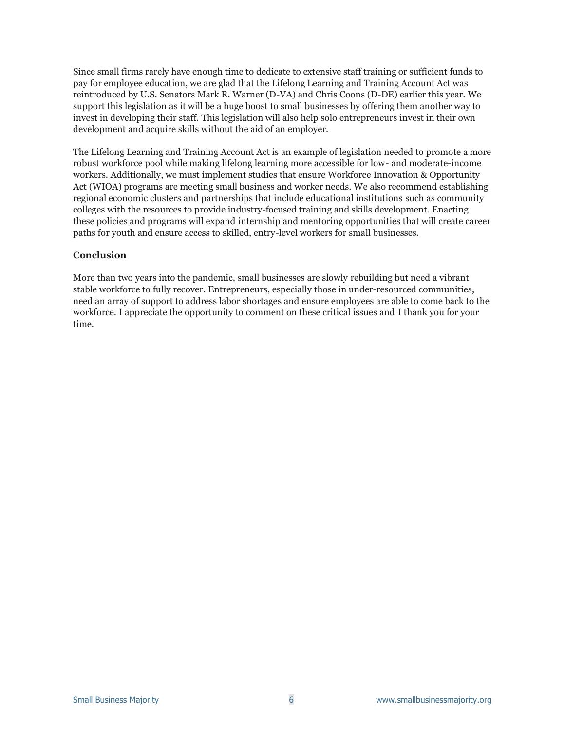Since small firms rarely have enough time to dedicate to extensive staff training or sufficient funds to pay for employee education, we are glad that the Lifelong Learning and Training Account Act was reintroduced by U.S. Senators Mark R. Warner (D-VA) and Chris Coons (D-DE) earlier this year. We support this legislation as it will be a huge boost to small businesses by offering them another way to invest in developing their staff. This legislation will also help solo entrepreneurs invest in their own development and acquire skills without the aid of an employer.

The Lifelong Learning and Training Account Act is an example of legislation needed to promote a more robust workforce pool while making lifelong learning more accessible for low- and moderate-income workers. Additionally, we must implement studies that ensure Workforce Innovation & Opportunity Act (WIOA) programs are meeting small business and worker needs. We also recommend establishing regional economic clusters and partnerships that include educational institutions such as community colleges with the resources to provide industry-focused training and skills development. Enacting these policies and programs will expand internship and mentoring opportunities that will create career paths for youth and ensure access to skilled, entry-level workers for small businesses.

**Conclusion**

More than two years into the pandemic, small businesses are slowly rebuilding but need a vibrant stable workforce to fully recover. Entrepreneurs, especially those in under-resourced communities, need an array of support to address labor shortages and ensure employees are able to come back to the workforce. I appreciate the opportunity to comment on these critical issues and I thank you for your time.